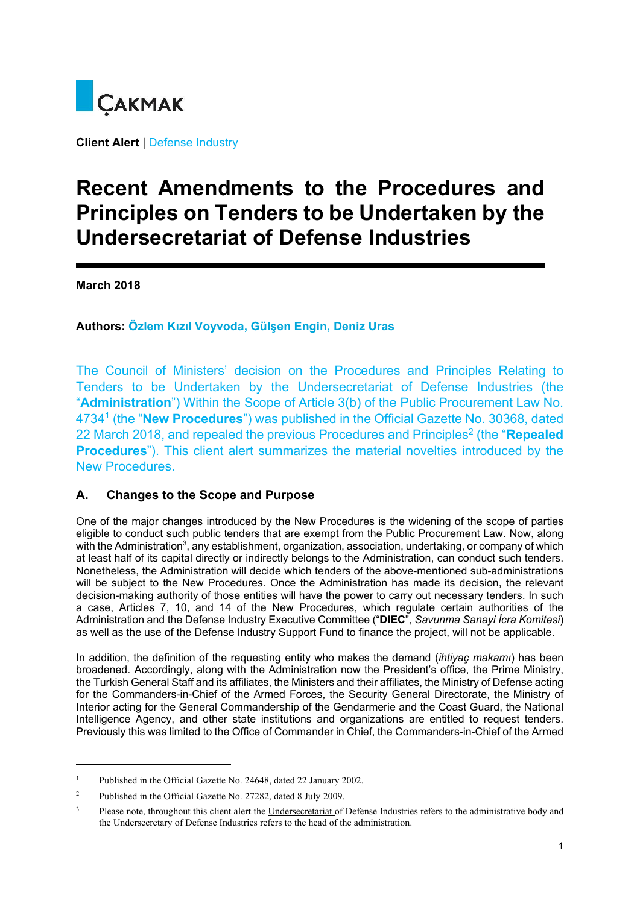ÇAKMAK

**Client Alert** | Defense Industry

# Recent Amendments to the Procedures and Principles on Tenders to be Undertaken by the Undersecretariat of Defense Industries

**March 2018**

**Authors:** **Özlem Kızıl Voyvoda, Gülşen Engin, Deniz Uras**

The Council of Ministers' decision on the Procedures and Principles Relating to Tenders to be Undertaken by the Undersecretariat of Defense Industries (the "**Administration**") Within the Scope of Article 3(b) of the Public Procurement Law No. 4734[1] (the "**New Procedures**") was published in the Official Gazette No. 30368, dated 22 March 2018, and repealed the previous Procedures and Principles[2] (the "**Repealed Procedures**"). This client alert summarizes the material novelties introduced by the New Procedures.

## A. Changes to the Scope and Purpose

One of the major changes introduced by the New Procedures is the widening of the scope of parties eligible to conduct such public tenders that are exempt from the Public Procurement Law. Now, along with the Administration[3], any establishment, organization, association, undertaking, or company of which at least half of its capital directly or indirectly belongs to the Administration, can conduct such tenders. Nonetheless, the Administration will decide which tenders of the above-mentioned sub-administrations will be subject to the New Procedures. Once the Administration has made its decision, the relevant decision-making authority of those entities will have the power to carry out necessary tenders. In such a case, Articles 7, 10, and 14 of the New Procedures, which regulate certain authorities of the Administration and the Defense Industry Executive Committee ("**DIEC**", *Savunma Sanayi İcra Komitesi*) as well as the use of the Defense Industry Support Fund to finance the project, will not be applicable.

In addition, the definition of the requesting entity who makes the demand (*ihtiyaç makamı*) has been broadened. Accordingly, along with the Administration now the President's office, the Prime Ministry, the Turkish General Staff and its affiliates, the Ministers and their affiliates, the Ministry of Defense acting for the Commanders-in-Chief of the Armed Forces, the Security General Directorate, the Ministry of Interior acting for the General Commandership of the Gendarmerie and the Coast Guard, the National Intelligence Agency, and other state institutions and organizations are entitled to request tenders. Previously this was limited to the Office of Commander in Chief, the Commanders-in-Chief of the Armed

---

[1] Published in the Official Gazette No. 24648, dated 22 January 2002.

[2] Published in the Official Gazette No. 27282, dated 8 July 2009.

[3] Please note, throughout this client alert the Undersecretariat of Defense Industries refers to the administrative body and the Undersecretary of Defense Industries refers to the head of the administration.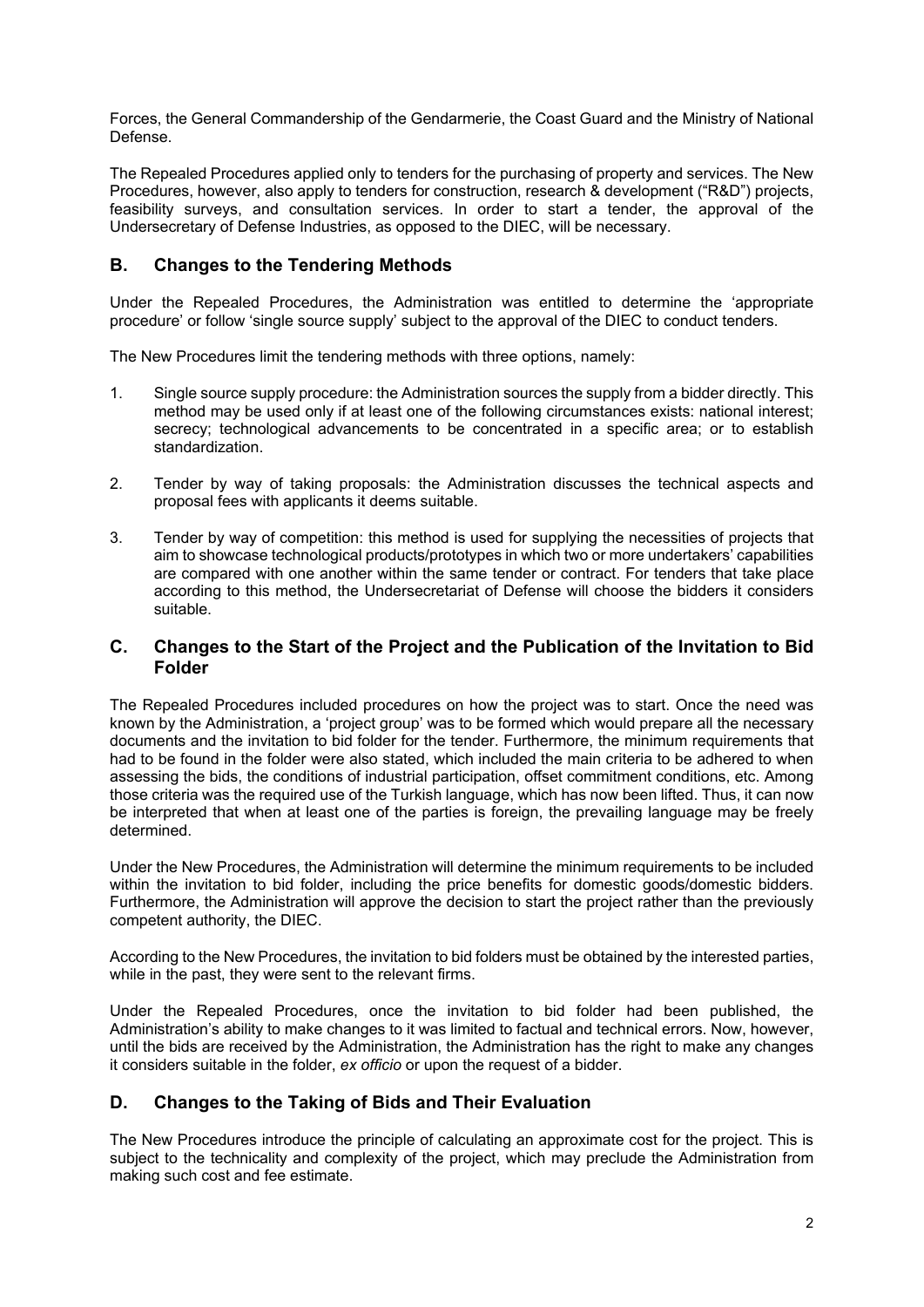Forces, the General Commandership of the Gendarmerie, the Coast Guard and the Ministry of National Defense.

The Repealed Procedures applied only to tenders for the purchasing of property and services. The New Procedures, however, also apply to tenders for construction, research & development ("R&D") projects, feasibility surveys, and consultation services. In order to start a tender, the approval of the Undersecretary of Defense Industries, as opposed to the DIEC, will be necessary.

## B. Changes to the Tendering Methods

Under the Repealed Procedures, the Administration was entitled to determine the 'appropriate procedure' or follow 'single source supply' subject to the approval of the DIEC to conduct tenders.

The New Procedures limit the tendering methods with three options, namely:

1. Single source supply procedure: the Administration sources the supply from a bidder directly. This method may be used only if at least one of the following circumstances exists: national interest; secrecy; technological advancements to be concentrated in a specific area; or to establish standardization.

2. Tender by way of taking proposals: the Administration discusses the technical aspects and proposal fees with applicants it deems suitable.

3. Tender by way of competition: this method is used for supplying the necessities of projects that aim to showcase technological products/prototypes in which two or more undertakers' capabilities are compared with one another within the same tender or contract. For tenders that take place according to this method, the Undersecretariat of Defense will choose the bidders it considers suitable.

## C. Changes to the Start of the Project and the Publication of the Invitation to Bid Folder

The Repealed Procedures included procedures on how the project was to start. Once the need was known by the Administration, a 'project group' was to be formed which would prepare all the necessary documents and the invitation to bid folder for the tender. Furthermore, the minimum requirements that had to be found in the folder were also stated, which included the main criteria to be adhered to when assessing the bids, the conditions of industrial participation, offset commitment conditions, etc. Among those criteria was the required use of the Turkish language, which has now been lifted. Thus, it can now be interpreted that when at least one of the parties is foreign, the prevailing language may be freely determined.

Under the New Procedures, the Administration will determine the minimum requirements to be included within the invitation to bid folder, including the price benefits for domestic goods/domestic bidders. Furthermore, the Administration will approve the decision to start the project rather than the previously competent authority, the DIEC.

According to the New Procedures, the invitation to bid folders must be obtained by the interested parties, while in the past, they were sent to the relevant firms.

Under the Repealed Procedures, once the invitation to bid folder had been published, the Administration's ability to make changes to it was limited to factual and technical errors. Now, however, until the bids are received by the Administration, the Administration has the right to make any changes it considers suitable in the folder, *ex officio* or upon the request of a bidder.

## D. Changes to the Taking of Bids and Their Evaluation

The New Procedures introduce the principle of calculating an approximate cost for the project. This is subject to the technicality and complexity of the project, which may preclude the Administration from making such cost and fee estimate.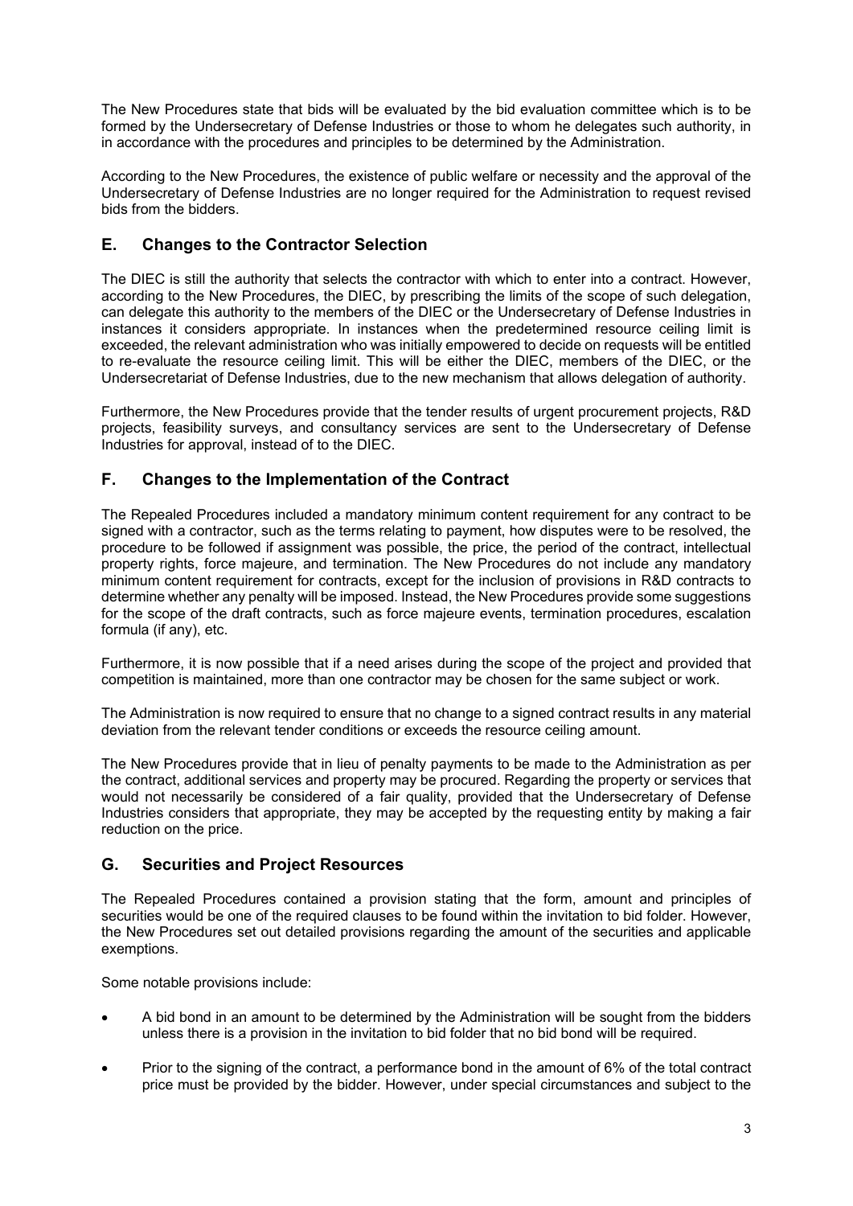The New Procedures state that bids will be evaluated by the bid evaluation committee which is to be formed by the Undersecretary of Defense Industries or those to whom he delegates such authority, in in accordance with the procedures and principles to be determined by the Administration.

According to the New Procedures, the existence of public welfare or necessity and the approval of the Undersecretary of Defense Industries are no longer required for the Administration to request revised bids from the bidders.

## E. Changes to the Contractor Selection

The DIEC is still the authority that selects the contractor with which to enter into a contract. However, according to the New Procedures, the DIEC, by prescribing the limits of the scope of such delegation, can delegate this authority to the members of the DIEC or the Undersecretary of Defense Industries in instances it considers appropriate. In instances when the predetermined resource ceiling limit is exceeded, the relevant administration who was initially empowered to decide on requests will be entitled to re-evaluate the resource ceiling limit. This will be either the DIEC, members of the DIEC, or the Undersecretariat of Defense Industries, due to the new mechanism that allows delegation of authority.

Furthermore, the New Procedures provide that the tender results of urgent procurement projects, R&D projects, feasibility surveys, and consultancy services are sent to the Undersecretary of Defense Industries for approval, instead of to the DIEC.

## F. Changes to the Implementation of the Contract

The Repealed Procedures included a mandatory minimum content requirement for any contract to be signed with a contractor, such as the terms relating to payment, how disputes were to be resolved, the procedure to be followed if assignment was possible, the price, the period of the contract, intellectual property rights, force majeure, and termination. The New Procedures do not include any mandatory minimum content requirement for contracts, except for the inclusion of provisions in R&D contracts to determine whether any penalty will be imposed. Instead, the New Procedures provide some suggestions for the scope of the draft contracts, such as force majeure events, termination procedures, escalation formula (if any), etc.

Furthermore, it is now possible that if a need arises during the scope of the project and provided that competition is maintained, more than one contractor may be chosen for the same subject or work.

The Administration is now required to ensure that no change to a signed contract results in any material deviation from the relevant tender conditions or exceeds the resource ceiling amount.

The New Procedures provide that in lieu of penalty payments to be made to the Administration as per the contract, additional services and property may be procured. Regarding the property or services that would not necessarily be considered of a fair quality, provided that the Undersecretary of Defense Industries considers that appropriate, they may be accepted by the requesting entity by making a fair reduction on the price.

## G. Securities and Project Resources

The Repealed Procedures contained a provision stating that the form, amount and principles of securities would be one of the required clauses to be found within the invitation to bid folder. However, the New Procedures set out detailed provisions regarding the amount of the securities and applicable exemptions.

Some notable provisions include:

- A bid bond in an amount to be determined by the Administration will be sought from the bidders unless there is a provision in the invitation to bid folder that no bid bond will be required.
- Prior to the signing of the contract, a performance bond in the amount of 6% of the total contract price must be provided by the bidder. However, under special circumstances and subject to the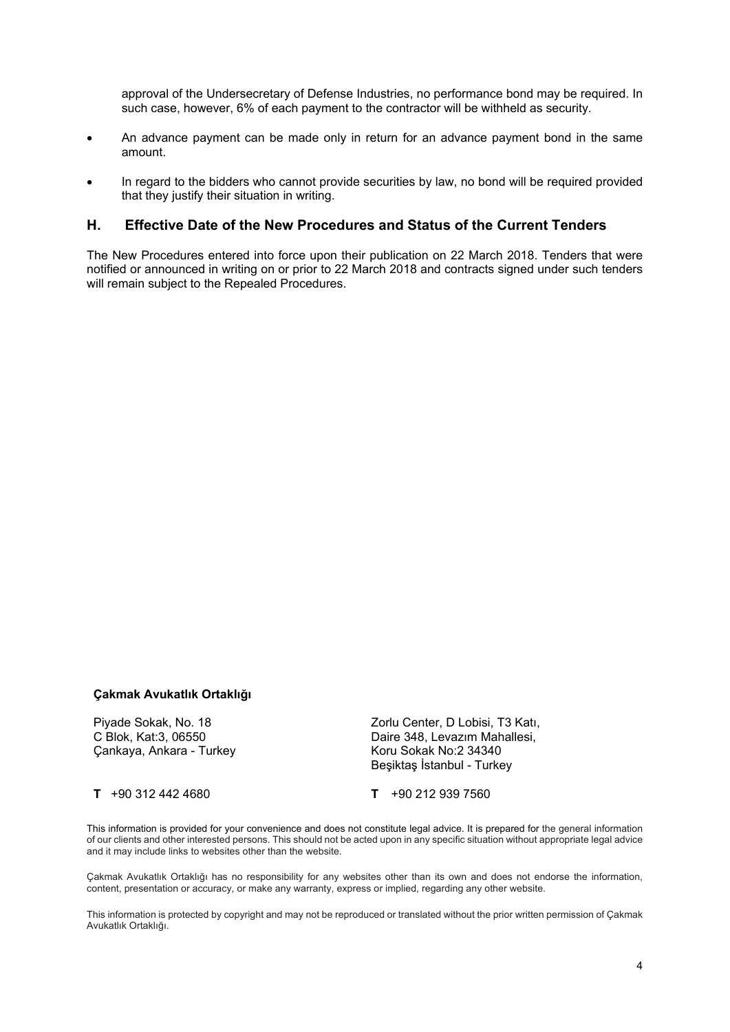approval of the Undersecretary of Defense Industries, no performance bond may be required. In such case, however, 6% of each payment to the contractor will be withheld as security.

- An advance payment can be made only in return for an advance payment bond in the same amount.
- In regard to the bidders who cannot provide securities by law, no bond will be required provided that they justify their situation in writing.

## H. Effective Date of the New Procedures and Status of the Current Tenders

The New Procedures entered into force upon their publication on 22 March 2018. Tenders that were notified or announced in writing on or prior to 22 March 2018 and contracts signed under such tenders will remain subject to the Repealed Procedures.

**Çakmak Avukatlık Ortaklığı**

Piyade Sokak, No. 18
C Blok, Kat:3, 06550
Çankaya, Ankara - Turkey

**T** +90 312 442 4680

Zorlu Center, D Lobisi, T3 Katı,
Daire 348, Levazım Mahallesi,
Koru Sokak No:2 34340
Beşiktaş İstanbul - Turkey

**T** +90 212 939 7560

This information is provided for your convenience and does not constitute legal advice. It is prepared for the general information of our clients and other interested persons. This should not be acted upon in any specific situation without appropriate legal advice and it may include links to websites other than the website.

Çakmak Avukatlık Ortaklığı has no responsibility for any websites other than its own and does not endorse the information, content, presentation or accuracy, or make any warranty, express or implied, regarding any other website.

This information is protected by copyright and may not be reproduced or translated without the prior written permission of Çakmak Avukatlık Ortaklığı.